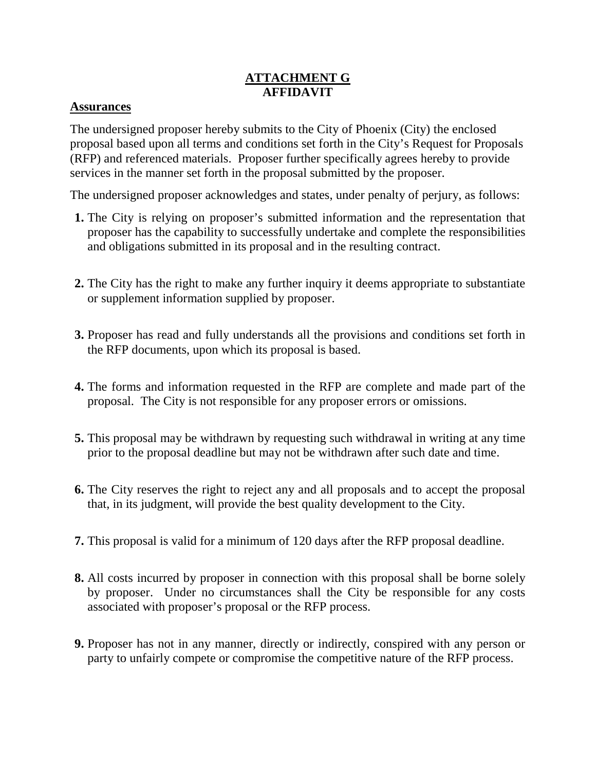# ATTACHMENT G
# AFFIDAVIT

## Assurances

The undersigned proposer hereby submits to the City of Phoenix (City) the enclosed proposal based upon all terms and conditions set forth in the City's Request for Proposals (RFP) and referenced materials. Proposer further specifically agrees hereby to provide services in the manner set forth in the proposal submitted by the proposer.

The undersigned proposer acknowledges and states, under penalty of perjury, as follows:

1. The City is relying on proposer's submitted information and the representation that proposer has the capability to successfully undertake and complete the responsibilities and obligations submitted in its proposal and in the resulting contract.

2. The City has the right to make any further inquiry it deems appropriate to substantiate or supplement information supplied by proposer.

3. Proposer has read and fully understands all the provisions and conditions set forth in the RFP documents, upon which its proposal is based.

4. The forms and information requested in the RFP are complete and made part of the proposal. The City is not responsible for any proposer errors or omissions.

5. This proposal may be withdrawn by requesting such withdrawal in writing at any time prior to the proposal deadline but may not be withdrawn after such date and time.

6. The City reserves the right to reject any and all proposals and to accept the proposal that, in its judgment, will provide the best quality development to the City.

7. This proposal is valid for a minimum of 120 days after the RFP proposal deadline.

8. All costs incurred by proposer in connection with this proposal shall be borne solely by proposer. Under no circumstances shall the City be responsible for any costs associated with proposer's proposal or the RFP process.

9. Proposer has not in any manner, directly or indirectly, conspired with any person or party to unfairly compete or compromise the competitive nature of the RFP process.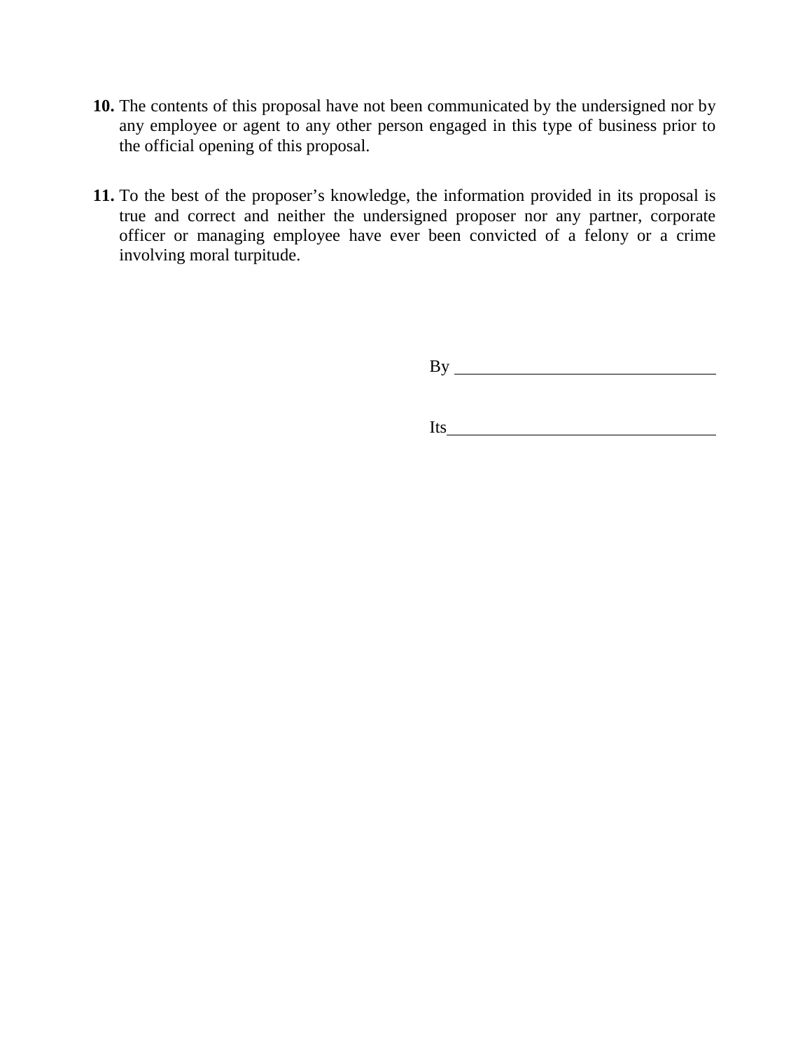**10.** The contents of this proposal have not been communicated by the undersigned nor by any employee or agent to any other person engaged in this type of business prior to the official opening of this proposal.

**11.** To the best of the proposer's knowledge, the information provided in its proposal is true and correct and neither the undersigned proposer nor any partner, corporate officer or managing employee have ever been convicted of a felony or a crime involving moral turpitude.

By ________________________________

Its________________________________